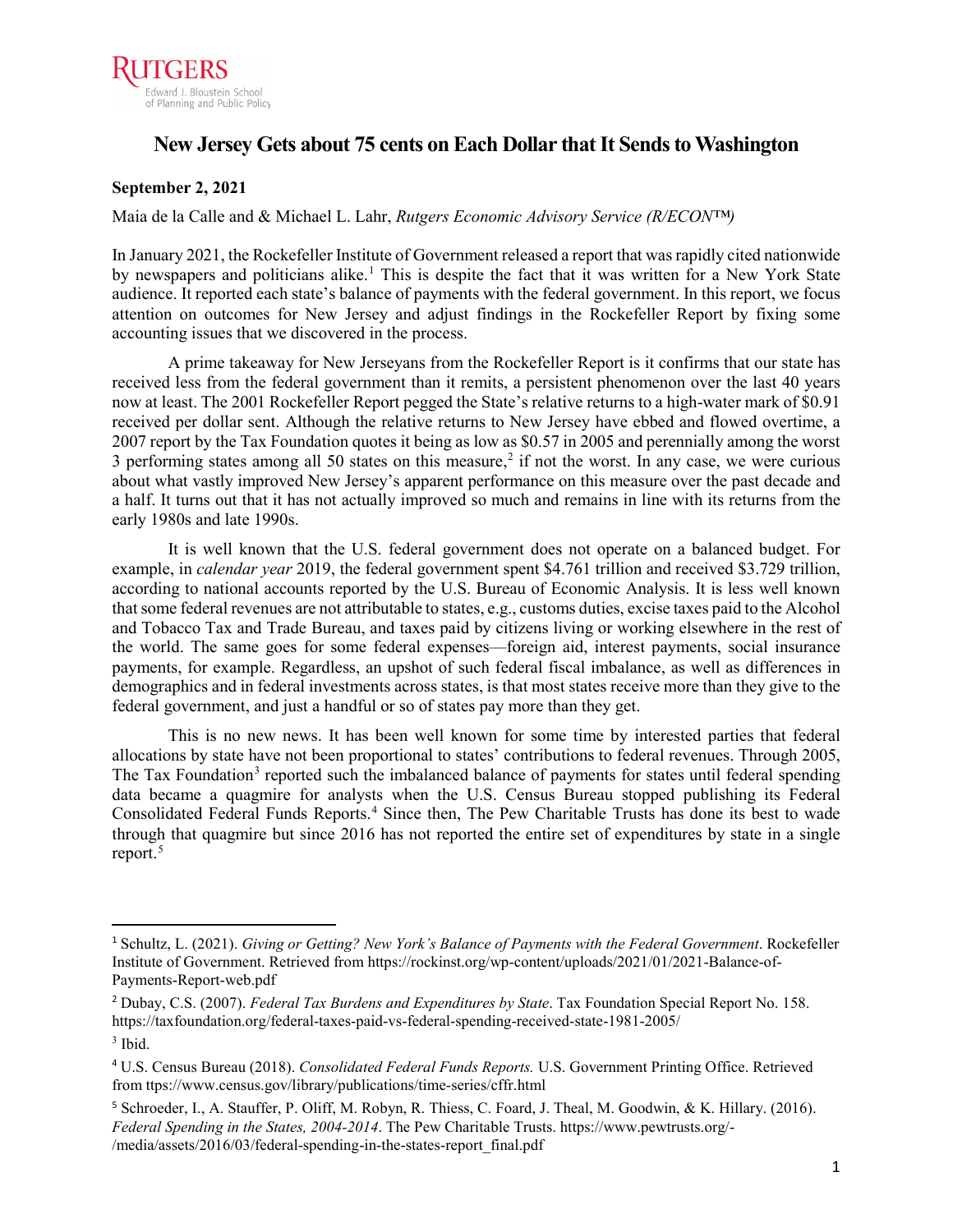# New Jersey Gets about 75 cents on Each Dollar that It Sends to Washington

**September 2, 2021**

Maia de la Calle and & Michael L. Lahr, *Rutgers Economic Advisory Service (R/ECON™)*

In January 2021, the Rockefeller Institute of Government released a report that was rapidly cited nationwide by newspapers and politicians alike.[1] This is despite the fact that it was written for a New York State audience. It reported each state's balance of payments with the federal government. In this report, we focus attention on outcomes for New Jersey and adjust findings in the Rockefeller Report by fixing some accounting issues that we discovered in the process.

A prime takeaway for New Jerseyans from the Rockefeller Report is it confirms that our state has received less from the federal government than it remits, a persistent phenomenon over the last 40 years now at least. The 2001 Rockefeller Report pegged the State's relative returns to a high-water mark of $0.91 received per dollar sent. Although the relative returns to New Jersey have ebbed and flowed overtime, a 2007 report by the Tax Foundation quotes it being as low as $0.57 in 2005 and perennially among the worst 3 performing states among all 50 states on this measure,[2] if not the worst. In any case, we were curious about what vastly improved New Jersey's apparent performance on this measure over the past decade and a half. It turns out that it has not actually improved so much and remains in line with its returns from the early 1980s and late 1990s.

It is well known that the U.S. federal government does not operate on a balanced budget. For example, in *calendar year* 2019, the federal government spent $4.761 trillion and received $3.729 trillion, according to national accounts reported by the U.S. Bureau of Economic Analysis. It is less well known that some federal revenues are not attributable to states, e.g., customs duties, excise taxes paid to the Alcohol and Tobacco Tax and Trade Bureau, and taxes paid by citizens living or working elsewhere in the rest of the world. The same goes for some federal expenses—foreign aid, interest payments, social insurance payments, for example. Regardless, an upshot of such federal fiscal imbalance, as well as differences in demographics and in federal investments across states, is that most states receive more than they give to the federal government, and just a handful or so of states pay more than they get.

This is no new news. It has been well known for some time by interested parties that federal allocations by state have not been proportional to states' contributions to federal revenues. Through 2005, The Tax Foundation[3] reported such the imbalanced balance of payments for states until federal spending data became a quagmire for analysts when the U.S. Census Bureau stopped publishing its Federal Consolidated Federal Funds Reports.[4] Since then, The Pew Charitable Trusts has done its best to wade through that quagmire but since 2016 has not reported the entire set of expenditures by state in a single report.[5]

---

[1] Schultz, L. (2021). *Giving or Getting? New York's Balance of Payments with the Federal Government*. Rockefeller Institute of Government. Retrieved from https://rockinst.org/wp-content/uploads/2021/01/2021-Balance-of-Payments-Report-web.pdf

[2] Dubay, C.S. (2007). *Federal Tax Burdens and Expenditures by State*. Tax Foundation Special Report No. 158. https://taxfoundation.org/federal-taxes-paid-vs-federal-spending-received-state-1981-2005/

[3] Ibid.

[4] U.S. Census Bureau (2018). *Consolidated Federal Funds Reports.* U.S. Government Printing Office. Retrieved from ttps://www.census.gov/library/publications/time-series/cffr.html

[5] Schroeder, I., A. Stauffer, P. Oliff, M. Robyn, R. Thiess, C. Foard, J. Theal, M. Goodwin, & K. Hillary. (2016). *Federal Spending in the States, 2004-2014*. The Pew Charitable Trusts. https://www.pewtrusts.org/-/media/assets/2016/03/federal-spending-in-the-states-report_final.pdf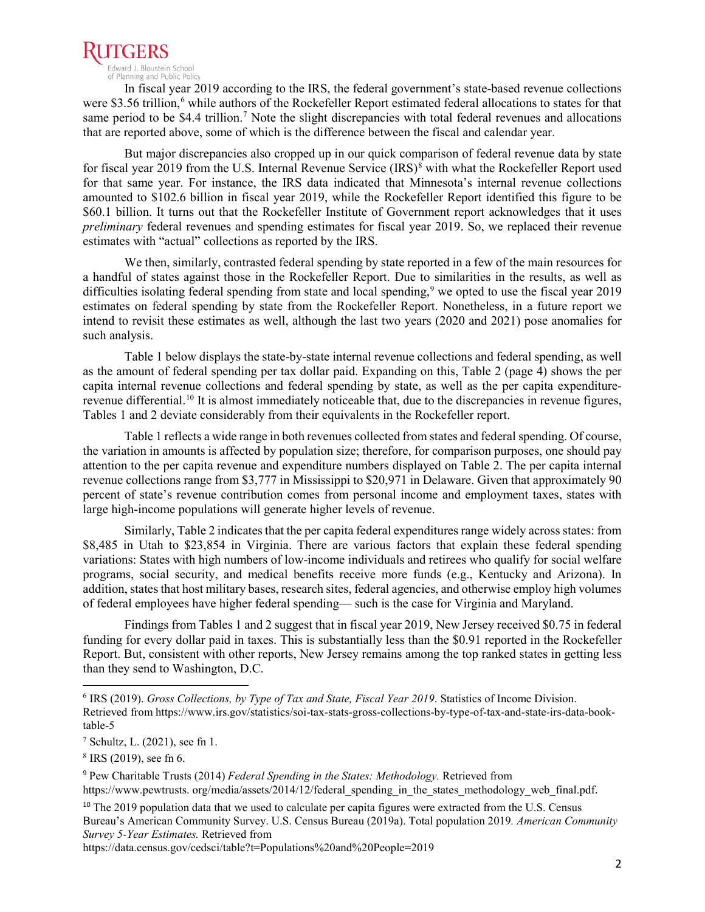In fiscal year 2019 according to the IRS, the federal government's state-based revenue collections were \$3.56 trillion,[6] while authors of the Rockefeller Report estimated federal allocations to states for that same period to be \$4.4 trillion.[7] Note the slight discrepancies with total federal revenues and allocations that are reported above, some of which is the difference between the fiscal and calendar year.

But major discrepancies also cropped up in our quick comparison of federal revenue data by state for fiscal year 2019 from the U.S. Internal Revenue Service (IRS)[8] with what the Rockefeller Report used for that same year. For instance, the IRS data indicated that Minnesota's internal revenue collections amounted to \$102.6 billion in fiscal year 2019, while the Rockefeller Report identified this figure to be \$60.1 billion. It turns out that the Rockefeller Institute of Government report acknowledges that it uses *preliminary* federal revenues and spending estimates for fiscal year 2019. So, we replaced their revenue estimates with "actual" collections as reported by the IRS.

We then, similarly, contrasted federal spending by state reported in a few of the main resources for a handful of states against those in the Rockefeller Report. Due to similarities in the results, as well as difficulties isolating federal spending from state and local spending,[9] we opted to use the fiscal year 2019 estimates on federal spending by state from the Rockefeller Report. Nonetheless, in a future report we intend to revisit these estimates as well, although the last two years (2020 and 2021) pose anomalies for such analysis.

Table 1 below displays the state-by-state internal revenue collections and federal spending, as well as the amount of federal spending per tax dollar paid. Expanding on this, Table 2 (page 4) shows the per capita internal revenue collections and federal spending by state, as well as the per capita expenditure-revenue differential.[10] It is almost immediately noticeable that, due to the discrepancies in revenue figures, Tables 1 and 2 deviate considerably from their equivalents in the Rockefeller report.

Table 1 reflects a wide range in both revenues collected from states and federal spending. Of course, the variation in amounts is affected by population size; therefore, for comparison purposes, one should pay attention to the per capita revenue and expenditure numbers displayed on Table 2. The per capita internal revenue collections range from \$3,777 in Mississippi to \$20,971 in Delaware. Given that approximately 90 percent of state's revenue contribution comes from personal income and employment taxes, states with large high-income populations will generate higher levels of revenue.

Similarly, Table 2 indicates that the per capita federal expenditures range widely across states: from \$8,485 in Utah to \$23,854 in Virginia. There are various factors that explain these federal spending variations: States with high numbers of low-income individuals and retirees who qualify for social welfare programs, social security, and medical benefits receive more funds (e.g., Kentucky and Arizona). In addition, states that host military bases, research sites, federal agencies, and otherwise employ high volumes of federal employees have higher federal spending— such is the case for Virginia and Maryland.

Findings from Tables 1 and 2 suggest that in fiscal year 2019, New Jersey received \$0.75 in federal funding for every dollar paid in taxes. This is substantially less than the \$0.91 reported in the Rockefeller Report. But, consistent with other reports, New Jersey remains among the top ranked states in getting less than they send to Washington, D.C.

---

[6] IRS (2019). *Gross Collections, by Type of Tax and State, Fiscal Year 2019*. Statistics of Income Division. Retrieved from https://www.irs.gov/statistics/soi-tax-stats-gross-collections-by-type-of-tax-and-state-irs-data-book-table-5

[7] Schultz, L. (2021), see fn 1.

[8] IRS (2019), see fn 6.

[9] Pew Charitable Trusts (2014) *Federal Spending in the States: Methodology.* Retrieved from https://www.pewtrusts. org/media/assets/2014/12/federal_spending_in_the_states_methodology_web_final.pdf.

[10] The 2019 population data that we used to calculate per capita figures were extracted from the U.S. Census Bureau's American Community Survey. U.S. Census Bureau (2019a). Total population 2019. *American Community Survey 5-Year Estimates.* Retrieved from https://data.census.gov/cedsci/table?t=Populations%20and%20People=2019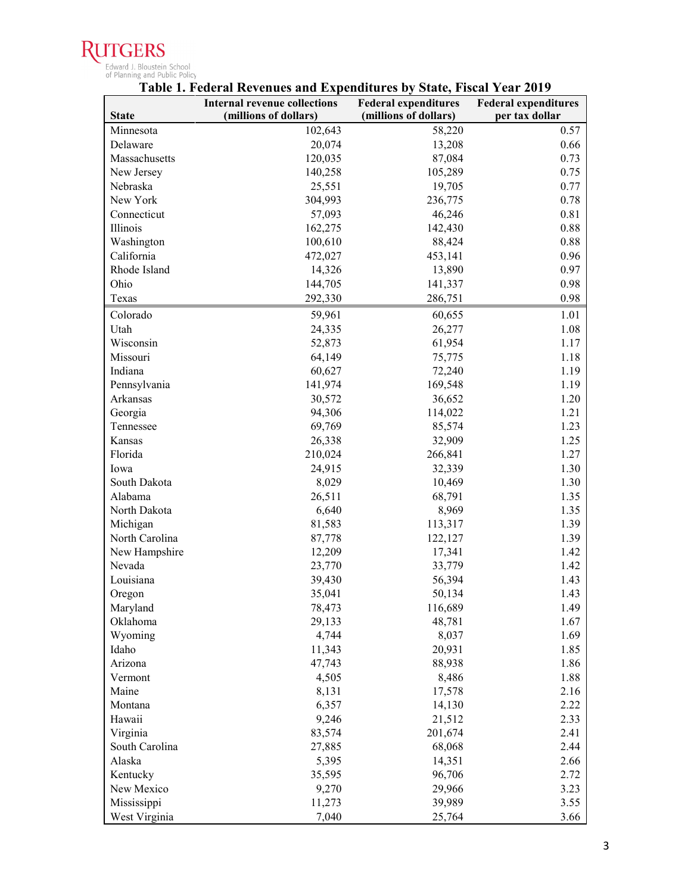**Table 1. Federal Revenues and Expenditures by State, Fiscal Year 2019**

| State | Internal revenue collections (millions of dollars) | Federal expenditures (millions of dollars) | Federal expenditures per tax dollar |
|---|---|---|---|
| Minnesota | 102,643 | 58,220 | 0.57 |
| Delaware | 20,074 | 13,208 | 0.66 |
| Massachusetts | 120,035 | 87,084 | 0.73 |
| New Jersey | 140,258 | 105,289 | 0.75 |
| Nebraska | 25,551 | 19,705 | 0.77 |
| New York | 304,993 | 236,775 | 0.78 |
| Connecticut | 57,093 | 46,246 | 0.81 |
| Illinois | 162,275 | 142,430 | 0.88 |
| Washington | 100,610 | 88,424 | 0.88 |
| California | 472,027 | 453,141 | 0.96 |
| Rhode Island | 14,326 | 13,890 | 0.97 |
| Ohio | 144,705 | 141,337 | 0.98 |
| Texas | 292,330 | 286,751 | 0.98 |
| Colorado | 59,961 | 60,655 | 1.01 |
| Utah | 24,335 | 26,277 | 1.08 |
| Wisconsin | 52,873 | 61,954 | 1.17 |
| Missouri | 64,149 | 75,775 | 1.18 |
| Indiana | 60,627 | 72,240 | 1.19 |
| Pennsylvania | 141,974 | 169,548 | 1.19 |
| Arkansas | 30,572 | 36,652 | 1.20 |
| Georgia | 94,306 | 114,022 | 1.21 |
| Tennessee | 69,769 | 85,574 | 1.23 |
| Kansas | 26,338 | 32,909 | 1.25 |
| Florida | 210,024 | 266,841 | 1.27 |
| Iowa | 24,915 | 32,339 | 1.30 |
| South Dakota | 8,029 | 10,469 | 1.30 |
| Alabama | 26,511 | 68,791 | 1.35 |
| North Dakota | 6,640 | 8,969 | 1.35 |
| Michigan | 81,583 | 113,317 | 1.39 |
| North Carolina | 87,778 | 122,127 | 1.39 |
| New Hampshire | 12,209 | 17,341 | 1.42 |
| Nevada | 23,770 | 33,779 | 1.42 |
| Louisiana | 39,430 | 56,394 | 1.43 |
| Oregon | 35,041 | 50,134 | 1.43 |
| Maryland | 78,473 | 116,689 | 1.49 |
| Oklahoma | 29,133 | 48,781 | 1.67 |
| Wyoming | 4,744 | 8,037 | 1.69 |
| Idaho | 11,343 | 20,931 | 1.85 |
| Arizona | 47,743 | 88,938 | 1.86 |
| Vermont | 4,505 | 8,486 | 1.88 |
| Maine | 8,131 | 17,578 | 2.16 |
| Montana | 6,357 | 14,130 | 2.22 |
| Hawaii | 9,246 | 21,512 | 2.33 |
| Virginia | 83,574 | 201,674 | 2.41 |
| South Carolina | 27,885 | 68,068 | 2.44 |
| Alaska | 5,395 | 14,351 | 2.66 |
| Kentucky | 35,595 | 96,706 | 2.72 |
| New Mexico | 9,270 | 29,966 | 3.23 |
| Mississippi | 11,273 | 39,989 | 3.55 |
| West Virginia | 7,040 | 25,764 | 3.66 |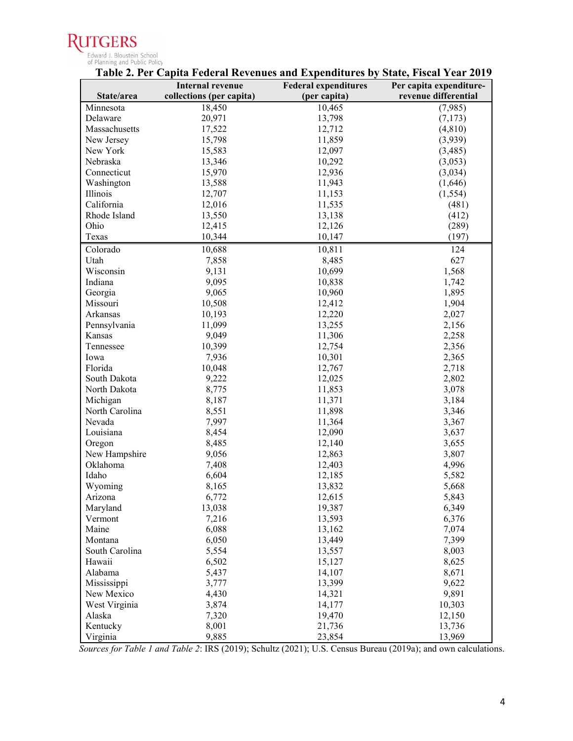**Table 2. Per Capita Federal Revenues and Expenditures by State, Fiscal Year 2019**

| State/area | Internal revenue collections (per capita) | Federal expenditures (per capita) | Per capita expenditure-revenue differential |
|---|---|---|---|
| Minnesota | 18,450 | 10,465 | (7,985) |
| Delaware | 20,971 | 13,798 | (7,173) |
| Massachusetts | 17,522 | 12,712 | (4,810) |
| New Jersey | 15,798 | 11,859 | (3,939) |
| New York | 15,583 | 12,097 | (3,485) |
| Nebraska | 13,346 | 10,292 | (3,053) |
| Connecticut | 15,970 | 12,936 | (3,034) |
| Washington | 13,588 | 11,943 | (1,646) |
| Illinois | 12,707 | 11,153 | (1,554) |
| California | 12,016 | 11,535 | (481) |
| Rhode Island | 13,550 | 13,138 | (412) |
| Ohio | 12,415 | 12,126 | (289) |
| Texas | 10,344 | 10,147 | (197) |
| Colorado | 10,688 | 10,811 | 124 |
| Utah | 7,858 | 8,485 | 627 |
| Wisconsin | 9,131 | 10,699 | 1,568 |
| Indiana | 9,095 | 10,838 | 1,742 |
| Georgia | 9,065 | 10,960 | 1,895 |
| Missouri | 10,508 | 12,412 | 1,904 |
| Arkansas | 10,193 | 12,220 | 2,027 |
| Pennsylvania | 11,099 | 13,255 | 2,156 |
| Kansas | 9,049 | 11,306 | 2,258 |
| Tennessee | 10,399 | 12,754 | 2,356 |
| Iowa | 7,936 | 10,301 | 2,365 |
| Florida | 10,048 | 12,767 | 2,718 |
| South Dakota | 9,222 | 12,025 | 2,802 |
| North Dakota | 8,775 | 11,853 | 3,078 |
| Michigan | 8,187 | 11,371 | 3,184 |
| North Carolina | 8,551 | 11,898 | 3,346 |
| Nevada | 7,997 | 11,364 | 3,367 |
| Louisiana | 8,454 | 12,090 | 3,637 |
| Oregon | 8,485 | 12,140 | 3,655 |
| New Hampshire | 9,056 | 12,863 | 3,807 |
| Oklahoma | 7,408 | 12,403 | 4,996 |
| Idaho | 6,604 | 12,185 | 5,582 |
| Wyoming | 8,165 | 13,832 | 5,668 |
| Arizona | 6,772 | 12,615 | 5,843 |
| Maryland | 13,038 | 19,387 | 6,349 |
| Vermont | 7,216 | 13,593 | 6,376 |
| Maine | 6,088 | 13,162 | 7,074 |
| Montana | 6,050 | 13,449 | 7,399 |
| South Carolina | 5,554 | 13,557 | 8,003 |
| Hawaii | 6,502 | 15,127 | 8,625 |
| Alabama | 5,437 | 14,107 | 8,671 |
| Mississippi | 3,777 | 13,399 | 9,622 |
| New Mexico | 4,430 | 14,321 | 9,891 |
| West Virginia | 3,874 | 14,177 | 10,303 |
| Alaska | 7,320 | 19,470 | 12,150 |
| Kentucky | 8,001 | 21,736 | 13,736 |
| Virginia | 9,885 | 23,854 | 13,969 |

*Sources for Table 1 and Table 2*: IRS (2019); Schultz (2021); U.S. Census Bureau (2019a); and own calculations.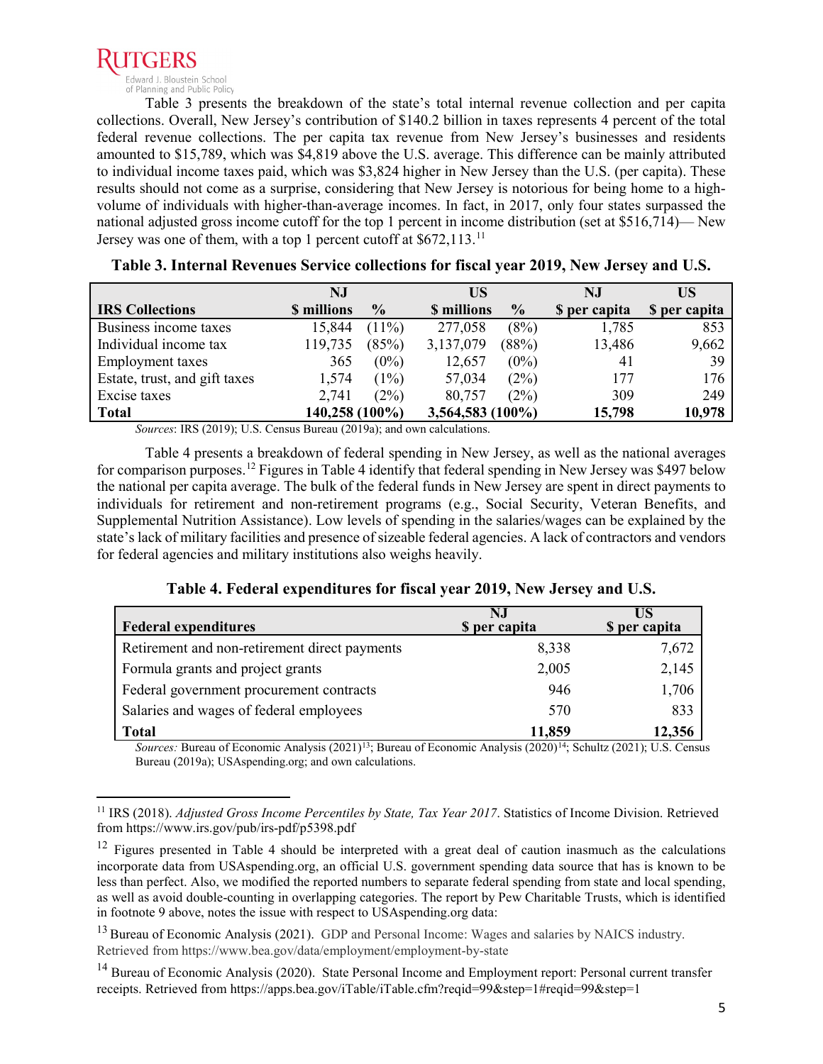Table 3 presents the breakdown of the state's total internal revenue collection and per capita collections. Overall, New Jersey's contribution of $140.2 billion in taxes represents 4 percent of the total federal revenue collections. The per capita tax revenue from New Jersey's businesses and residents amounted to $15,789, which was $4,819 above the U.S. average. This difference can be mainly attributed to individual income taxes paid, which was $3,824 higher in New Jersey than the U.S. (per capita). These results should not come as a surprise, considering that New Jersey is notorious for being home to a high-volume of individuals with higher-than-average incomes. In fact, in 2017, only four states surpassed the national adjusted gross income cutoff for the top 1 percent in income distribution (set at $516,714)— New Jersey was one of them, with a top 1 percent cutoff at $672,113.[11]

**Table 3. Internal Revenues Service collections for fiscal year 2019, New Jersey and U.S.**

| IRS Collections | NJ $ millions | % | US $ millions | % | NJ $ per capita | US $ per capita |
|---|---|---|---|---|---|---|
| Business income taxes | 15,844 | (11%) | 277,058 | (8%) | 1,785 | 853 |
| Individual income tax | 119,735 | (85%) | 3,137,079 | (88%) | 13,486 | 9,662 |
| Employment taxes | 365 | (0%) | 12,657 | (0%) | 41 | 39 |
| Estate, trust, and gift taxes | 1,574 | (1%) | 57,034 | (2%) | 177 | 176 |
| Excise taxes | 2,741 | (2%) | 80,757 | (2%) | 309 | 249 |
| **Total** | **140,258** | **(100%)** | **3,564,583** | **(100%)** | **15,798** | **10,978** |

*Sources*: IRS (2019); U.S. Census Bureau (2019a); and own calculations.

Table 4 presents a breakdown of federal spending in New Jersey, as well as the national averages for comparison purposes.[12] Figures in Table 4 identify that federal spending in New Jersey was $497 below the national per capita average. The bulk of the federal funds in New Jersey are spent in direct payments to individuals for retirement and non-retirement programs (e.g., Social Security, Veteran Benefits, and Supplemental Nutrition Assistance). Low levels of spending in the salaries/wages can be explained by the state's lack of military facilities and presence of sizeable federal agencies. A lack of contractors and vendors for federal agencies and military institutions also weighs heavily.

**Table 4. Federal expenditures for fiscal year 2019, New Jersey and U.S.**

| Federal expenditures | NJ $ per capita | US $ per capita |
|---|---|---|
| Retirement and non-retirement direct payments | 8,338 | 7,672 |
| Formula grants and project grants | 2,005 | 2,145 |
| Federal government procurement contracts | 946 | 1,706 |
| Salaries and wages of federal employees | 570 | 833 |
| **Total** | **11,859** | **12,356** |

*Sources:* Bureau of Economic Analysis (2021)[13]; Bureau of Economic Analysis (2020)[14]; Schultz (2021); U.S. Census Bureau (2019a); USAspending.org; and own calculations.

[11] IRS (2018). *Adjusted Gross Income Percentiles by State, Tax Year 2017*. Statistics of Income Division. Retrieved from https://www.irs.gov/pub/irs-pdf/p5398.pdf

[12] Figures presented in Table 4 should be interpreted with a great deal of caution inasmuch as the calculations incorporate data from USAspending.org, an official U.S. government spending data source that has is known to be less than perfect. Also, we modified the reported numbers to separate federal spending from state and local spending, as well as avoid double-counting in overlapping categories. The report by Pew Charitable Trusts, which is identified in footnote 9 above, notes the issue with respect to USAspending.org data:

[13] Bureau of Economic Analysis (2021). GDP and Personal Income: Wages and salaries by NAICS industry. Retrieved from https://www.bea.gov/data/employment/employment-by-state

[14] Bureau of Economic Analysis (2020). State Personal Income and Employment report: Personal current transfer receipts. Retrieved from https://apps.bea.gov/iTable/iTable.cfm?reqid=99&step=1#reqid=99&step=1